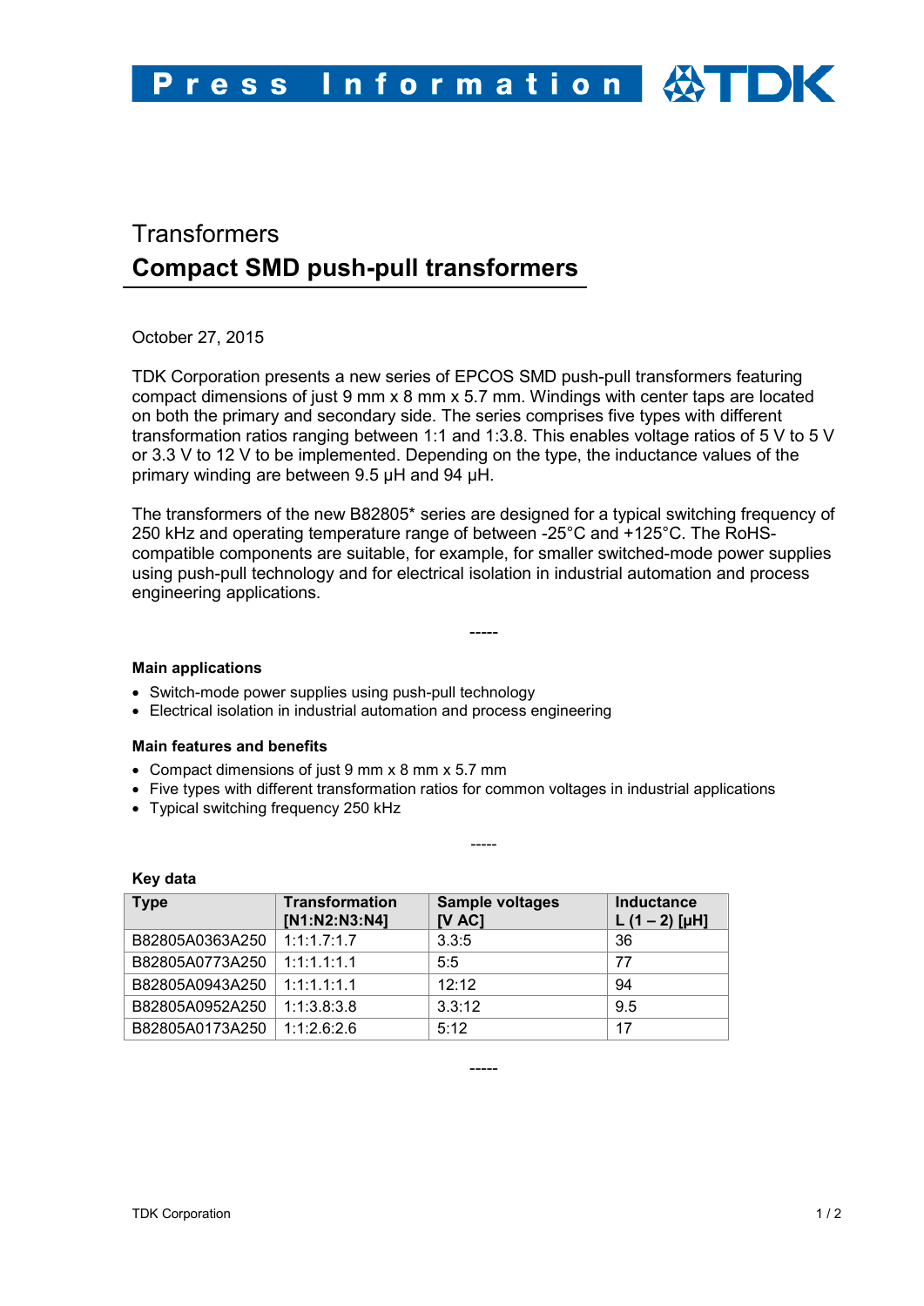# Transformers

## Compact SMD push-pull transformers

October 27, 2015

TDK Corporation presents a new series of EPCOS SMD push-pull transformers featuring compact dimensions of just 9 mm x 8 mm x 5.7 mm. Windings with center taps are located on both the primary and secondary side. The series comprises five types with different transformation ratios ranging between 1:1 and 1:3.8. This enables voltage ratios of 5 V to 5 V or 3.3 V to 12 V to be implemented. Depending on the type, the inductance values of the primary winding are between 9.5 µH and 94 µH.

The transformers of the new B82805* series are designed for a typical switching frequency of 250 kHz and operating temperature range of between -25°C and +125°C. The RoHS-compatible components are suitable, for example, for smaller switched-mode power supplies using push-pull technology and for electrical isolation in industrial automation and process engineering applications.

-----

**Main applications**

- Switch-mode power supplies using push-pull technology
- Electrical isolation in industrial automation and process engineering

**Main features and benefits**

- Compact dimensions of just 9 mm x 8 mm x 5.7 mm
- Five types with different transformation ratios for common voltages in industrial applications
- Typical switching frequency 250 kHz

-----

**Key data**

| Type | Transformation [N1:N2:N3:N4] | Sample voltages [V AC] | Inductance L (1 – 2) [µH] |
|---|---|---|---|
| B82805A0363A250 | 1:1:1.7:1.7 | 3.3:5 | 36 |
| B82805A0773A250 | 1:1:1.1:1.1 | 5:5 | 77 |
| B82805A0943A250 | 1:1:1.1:1.1 | 12:12 | 94 |
| B82805A0952A250 | 1:1:3.8:3.8 | 3.3:12 | 9.5 |
| B82805A0173A250 | 1:1:2.6:2.6 | 5:12 | 17 |

-----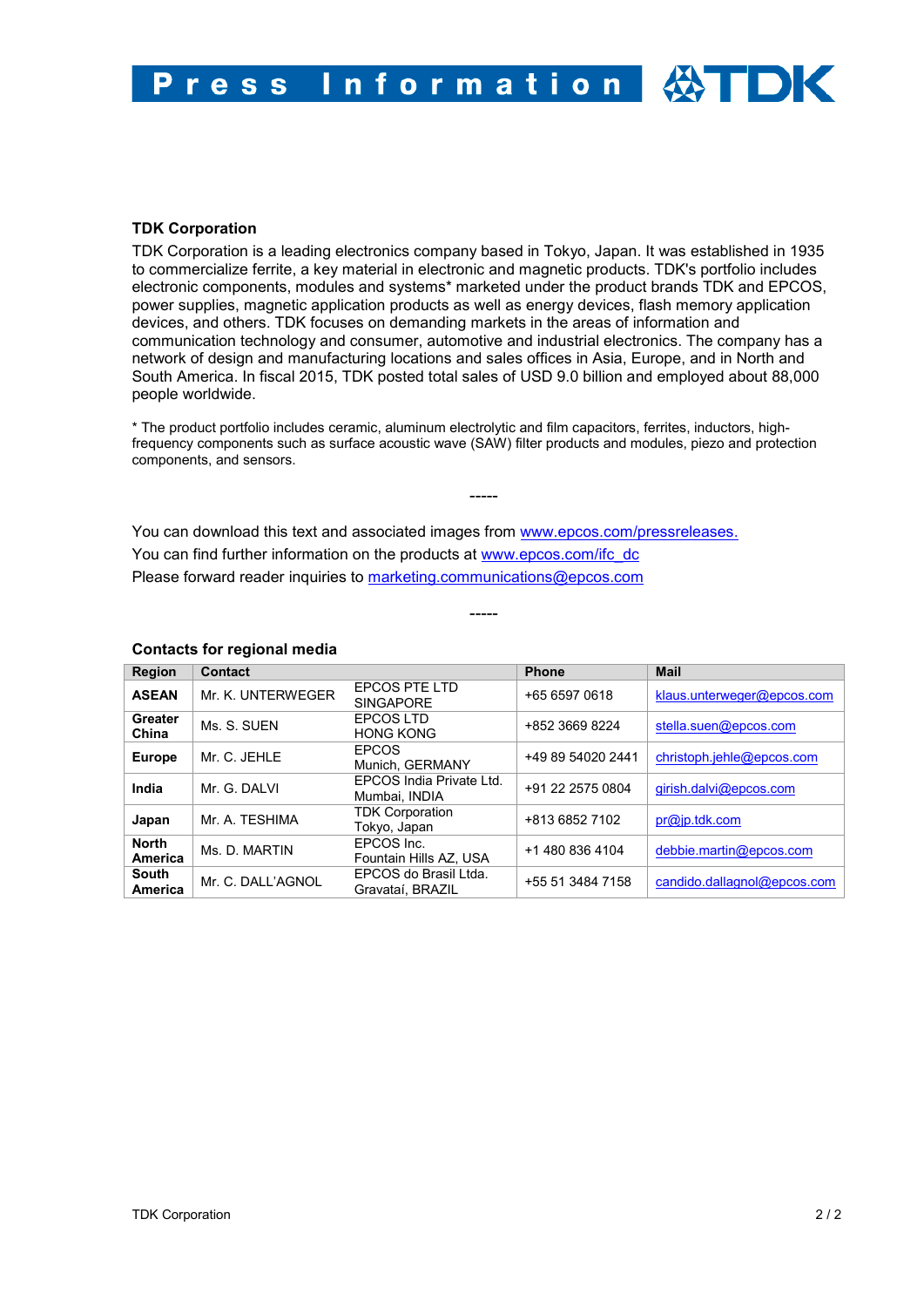## TDK Corporation

TDK Corporation is a leading electronics company based in Tokyo, Japan. It was established in 1935 to commercialize ferrite, a key material in electronic and magnetic products. TDK's portfolio includes electronic components, modules and systems* marketed under the product brands TDK and EPCOS, power supplies, magnetic application products as well as energy devices, flash memory application devices, and others. TDK focuses on demanding markets in the areas of information and communication technology and consumer, automotive and industrial electronics. The company has a network of design and manufacturing locations and sales offices in Asia, Europe, and in North and South America. In fiscal 2015, TDK posted total sales of USD 9.0 billion and employed about 88,000 people worldwide.

* The product portfolio includes ceramic, aluminum electrolytic and film capacitors, ferrites, inductors, high-frequency components such as surface acoustic wave (SAW) filter products and modules, piezo and protection components, and sensors.

-----

You can download this text and associated images from www.epcos.com/pressreleases.
You can find further information on the products at www.epcos.com/ifc_dc
Please forward reader inquiries to marketing.communications@epcos.com

-----

### Contacts for regional media

| Region | Contact | | Phone | Mail |
|---|---|---|---|---|
| **ASEAN** | Mr. K. UNTERWEGER | EPCOS PTE LTD SINGAPORE | +65 6597 0618 | klaus.unterweger@epcos.com |
| **Greater China** | Ms. S. SUEN | EPCOS LTD HONG KONG | +852 3669 8224 | stella.suen@epcos.com |
| **Europe** | Mr. C. JEHLE | EPCOS Munich, GERMANY | +49 89 54020 2441 | christoph.jehle@epcos.com |
| **India** | Mr. G. DALVI | EPCOS India Private Ltd. Mumbai, INDIA | +91 22 2575 0804 | girish.dalvi@epcos.com |
| **Japan** | Mr. A. TESHIMA | TDK Corporation Tokyo, Japan | +813 6852 7102 | pr@jp.tdk.com |
| **North America** | Ms. D. MARTIN | EPCOS Inc. Fountain Hills AZ, USA | +1 480 836 4104 | debbie.martin@epcos.com |
| **South America** | Mr. C. DALL'AGNOL | EPCOS do Brasil Ltda. Gravataí, BRAZIL | +55 51 3484 7158 | candido.dallagnol@epcos.com |